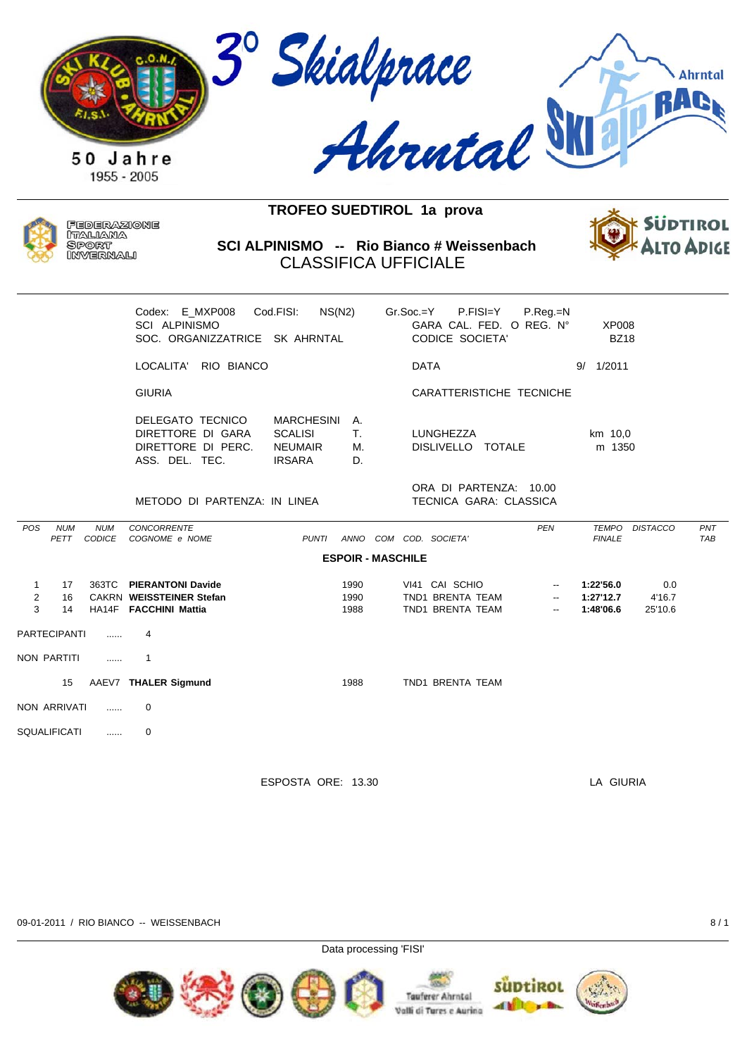# 3° Skialprace Ahrntal

50 Jahre
1955 - 2005

FEDERAZIONE ITALIANA SPORT INVERNALI

## TROFEO SUEDTIROL 1a prova

## SCI ALPINISMO -- Rio Bianco # Weissenbach

### CLASSIFICA UFFICIALE

Codex: E_MXP008 Cod.FISI: NS(N2) Gr.Soc.=Y P.FISI=Y P.Reg.=N

SCI ALPINISMO

SOC. ORGANIZZATRICE SK AHRNTAL

GARA CAL. FED. O REG. N° XP008

CODICE SOCIETA' BZ18

LOCALITA' RIO BIANCO

DATA 9/ 1/2011

GIURIA

CARATTERISTICHE TECNICHE

DELEGATO TECNICO MARCHESINI A.
DIRETTORE DI GARA SCALISI T.
DIRETTORE DI PERC. NEUMAIR M.
ASS. DEL. TEC. IRSARA D.

LUNGHEZZA km 10,0
DISLIVELLO TOTALE m 1350

ORA DI PARTENZA: 10.00
TECNICA GARA: CLASSICA

METODO DI PARTENZA: IN LINEA

| POS | NUM PETT | NUM CODICE | CONCORRENTE COGNOME e NOME | PUNTI | ANNO | COM | COD. SOCIETA' | PEN | TEMPO FINALE | DISTACCO | PNT TAB |
|---|---|---|---|---|---|---|---|---|---|---|---|
| | | | **ESPOIR - MASCHILE** | | | | | | | | |
| 1 | 17 | 363TC | **PIERANTONI Davide** | | 1990 | | VI41 CAI SCHIO | -- | **1:22'56.0** | 0.0 | |
| 2 | 16 | CAKRN | **WEISSTEINER Stefan** | | 1990 | | TND1 BRENTA TEAM | -- | **1:27'12.7** | 4'16.7 | |
| 3 | 14 | HA14F | **FACCHINI Mattia** | | 1988 | | TND1 BRENTA TEAM | -- | **1:48'06.6** | 25'10.6 | |

PARTECIPANTI ...... 4

NON PARTITI ...... 1

| NUM PETT | NUM CODICE | CONCORRENTE | ANNO | COD. SOCIETA' |
|---|---|---|---|---|
| 15 | AAEV7 | **THALER Sigmund** | 1988 | TND1 BRENTA TEAM |

NON ARRIVATI ...... 0

SQUALIFICATI ...... 0

ESPOSTA ORE: 13.30

LA GIURIA

09-01-2011 / RIO BIANCO -- WEISSENBACH

Data processing 'FISI'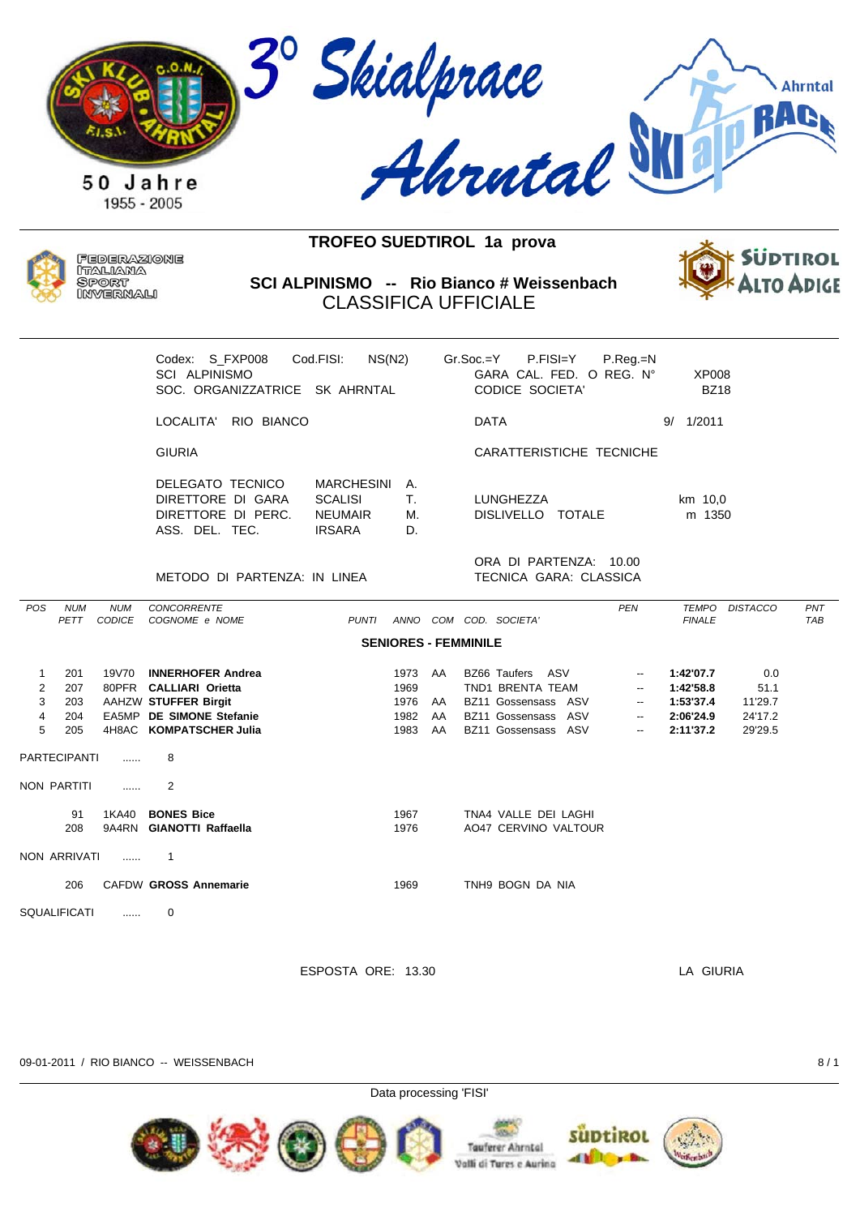# 3° Skialprace Ahrntal

SKI KLUB AHRNTAL — 50 Jahre 1955 - 2005

Ahrntal SKI alp RACE

FEDERAZIONE ITALIANA SPORT INVERNALI

## TROFEO SUEDTIROL 1a prova

## SCI ALPINISMO -- Rio Bianco # Weissenbach

## CLASSIFICA UFFICIALE

SÜDTIROL ALTO ADIGE

Codex: S_FXP008 Cod.FISI: NS(N2) Gr.Soc.=Y P.FISI=Y P.Reg.=N
SCI ALPINISMO — GARA CAL. FED. O REG. N° XP008
SOC. ORGANIZZATRICE SK AHRNTAL — CODICE SOCIETA' BZ18

LOCALITA' RIO BIANCO — DATA 9/ 1/2011

GIURIA — CARATTERISTICHE TECNICHE

DELEGATO TECNICO MARCHESINI A.
DIRETTORE DI GARA SCALISI T.
DIRETTORE DI PERC. NEUMAIR M.
ASS. DEL. TEC. IRSARA D.

LUNGHEZZA km 10,0
DISLIVELLO TOTALE m 1350

ORA DI PARTENZA: 10.00
METODO DI PARTENZA: IN LINEA — TECNICA GARA: CLASSICA

### SENIORES - FEMMINILE

| POS | NUM PETT | NUM CODICE | CONCORRENTE COGNOME e NOME | PUNTI | ANNO | COM | COD. SOCIETA' | PEN | TEMPO FINALE | DISTACCO | PNT TAB |
|---|---|---|---|---|---|---|---|---|---|---|---|
| 1 | 201 | 19V70 | **INNERHOFER Andrea** | | 1973 | AA | BZ66 Taufers ASV | -- | **1:42'07.7** | 0.0 | |
| 2 | 207 | 80PFR | **CALLIARI Orietta** | | 1969 | | TND1 BRENTA TEAM | -- | **1:42'58.8** | 51.1 | |
| 3 | 203 | AAHZW | **STUFFER Birgit** | | 1976 | AA | BZ11 Gossensass ASV | -- | **1:53'37.4** | 11'29.7 | |
| 4 | 204 | EA5MP | **DE SIMONE Stefanie** | | 1982 | AA | BZ11 Gossensass ASV | -- | **2:06'24.9** | 24'17.2 | |
| 5 | 205 | 4H8AC | **KOMPATSCHER Julia** | | 1983 | AA | BZ11 Gossensass ASV | -- | **2:11'37.2** | 29'29.5 | |

PARTECIPANTI ...... 8

NON PARTITI ...... 2

| NUM PETT | NUM CODICE | COGNOME e NOME | ANNO | COD. SOCIETA' |
|---|---|---|---|---|
| 91 | 1KA40 | **BONES Bice** | 1967 | TNA4 VALLE DEI LAGHI |
| 208 | 9A4RN | **GIANOTTI Raffaella** | 1976 | AO47 CERVINO VALTOUR |

NON ARRIVATI ...... 1

| NUM PETT | NUM CODICE | COGNOME e NOME | ANNO | COD. SOCIETA' |
|---|---|---|---|---|
| 206 | CAFDW | **GROSS Annemarie** | 1969 | TNH9 BOGN DA NIA |

SQUALIFICATI ...... 0

ESPOSTA ORE: 13.30 — LA GIURIA

09-01-2011 / RIO BIANCO -- WEISSENBACH

Data processing 'FISI'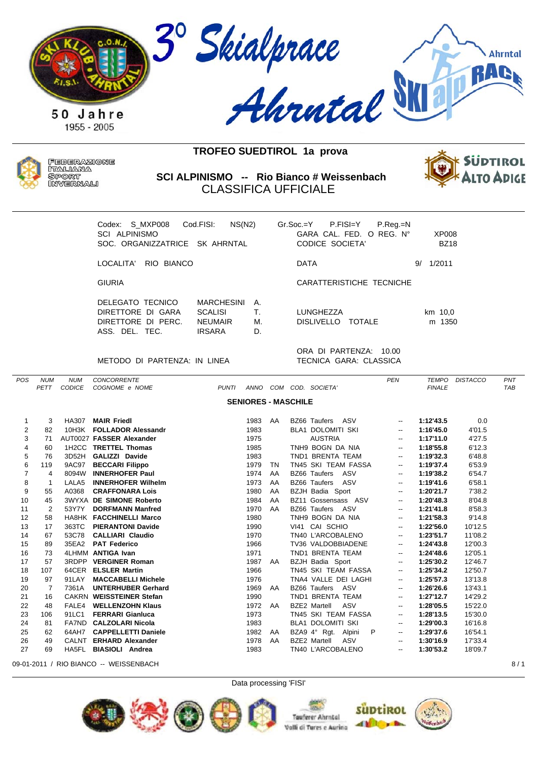# 3° Skialprace Ahrntal

50 Jahre 1955 - 2005

Ahrntal SKI alp RACE

FEDERAZIONE ITALIANA SPORT INVERNALI

## TROFEO SUEDTIROL 1a prova

## SCI ALPINISMO -- Rio Bianco # Weissenbach

## CLASSIFICA UFFICIALE

SÜDTIROL ALTO ADIGE

| | | | |
|---|---|---|---|
| Codex: S_MXP008 Cod.FISI: NS(N2) | | Gr.Soc.=Y P.FISI=Y P.Reg.=N | |
| SCI ALPINISMO | | GARA CAL. FED. O REG. N° | XP008 |
| SOC. ORGANIZZATRICE SK AHRNTAL | | CODICE SOCIETA' | BZ18 |
| LOCALITA' RIO BIANCO | | DATA | 9/ 1/2011 |
| GIURIA | | CARATTERISTICHE TECNICHE | |
| DELEGATO TECNICO | MARCHESINI A. | | |
| DIRETTORE DI GARA | SCALISI T. | LUNGHEZZA | km 10,0 |
| DIRETTORE DI PERC. | NEUMAIR M. | DISLIVELLO TOTALE | m 1350 |
| ASS. DEL. TEC. | IRSARA D. | | |
| | | ORA DI PARTENZA: 10.00 | |
| METODO DI PARTENZA: IN LINEA | | TECNICA GARA: CLASSICA | |

### SENIORES - MASCHILE

| POS | NUM PETT | NUM CODICE | CONCORRENTE COGNOME e NOME | PUNTI | ANNO | COM | COD. SOCIETA' | PEN | TEMPO FINALE | DISTACCO | PNT TAB |
|---|---|---|---|---|---|---|---|---|---|---|---|
| 1 | 3 | HA307 | **MAIR Friedl** | | 1983 | AA | BZ66 Taufers ASV | -- | **1:12'43.5** | 0.0 | |
| 2 | 82 | 10H3K | **FOLLADOR Alessandr** | | 1983 | | BLA1 DOLOMITI SKI | -- | **1:16'45.0** | 4'01.5 | |
| 3 | 71 | AUT0027 | **FASSER Alexander** | | 1975 | | AUSTRIA | -- | **1:17'11.0** | 4'27.5 | |
| 4 | 60 | 1H2CC | **TRETTEL Thomas** | | 1985 | | TNH9 BOGN DA NIA | -- | **1:18'55.8** | 6'12.3 | |
| 5 | 76 | 3D52H | **GALIZZI Davide** | | 1983 | | TND1 BRENTA TEAM | -- | **1:19'32.3** | 6'48.8 | |
| 6 | 119 | 9AC97 | **BECCARI Filippo** | | 1979 | TN | TN45 SKI TEAM FASSA | -- | **1:19'37.4** | 6'53.9 | |
| 7 | 4 | 8094W | **INNERHOFER Paul** | | 1974 | AA | BZ66 Taufers ASV | -- | **1:19'38.2** | 6'54.7 | |
| 8 | 1 | LALA5 | **INNERHOFER Wilhelm** | | 1973 | AA | BZ66 Taufers ASV | -- | **1:19'41.6** | 6'58.1 | |
| 9 | 55 | A0368 | **CRAFFONARA Lois** | | 1980 | AA | BZJH Badia Sport | -- | **1:20'21.7** | 7'38.2 | |
| 10 | 45 | 3WYXA | **DE SIMONE Roberto** | | 1984 | AA | BZ11 Gossensass ASV | -- | **1:20'48.3** | 8'04.8 | |
| 11 | 2 | 53Y7Y | **DORFMANN Manfred** | | 1970 | AA | BZ66 Taufers ASV | -- | **1:21'41.8** | 8'58.3 | |
| 12 | 58 | HA8HK | **FACCHINELLI Marco** | | 1980 | | TNH9 BOGN DA NIA | -- | **1:21'58.3** | 9'14.8 | |
| 13 | 17 | 363TC | **PIERANTONI Davide** | | 1990 | | VI41 CAI SCHIO | -- | **1:22'56.0** | 10'12.5 | |
| 14 | 67 | 53C78 | **CALLIARI Claudio** | | 1970 | | TN40 L'ARCOBALENO | -- | **1:23'51.7** | 11'08.2 | |
| 15 | 89 | 35EA2 | **PAT Federico** | | 1966 | | TV36 VALDOBBIADENE | -- | **1:24'43.8** | 12'00.3 | |
| 16 | 73 | 4LHMM | **ANTIGA Ivan** | | 1971 | | TND1 BRENTA TEAM | -- | **1:24'48.6** | 12'05.1 | |
| 17 | 57 | 3RDPP | **VERGINER Roman** | | 1987 | AA | BZJH Badia Sport | -- | **1:25'30.2** | 12'46.7 | |
| 18 | 107 | 64CER | **ELSLER Martin** | | 1966 | | TN45 SKI TEAM FASSA | -- | **1:25'34.2** | 12'50.7 | |
| 19 | 97 | 91LAY | **MACCABELLI Michele** | | 1976 | | TNA4 VALLE DEI LAGHI | -- | **1:25'57.3** | 13'13.8 | |
| 20 | 7 | 7361A | **UNTERHUBER Gerhard** | | 1969 | AA | BZ66 Taufers ASV | -- | **1:26'26.6** | 13'43.1 | |
| 21 | 16 | CAKRN | **WEISSTEINER Stefan** | | 1990 | | TND1 BRENTA TEAM | -- | **1:27'12.7** | 14'29.2 | |
| 22 | 48 | FALE4 | **WELLENZOHN Klaus** | | 1972 | AA | BZE2 Martell ASV | -- | **1:28'05.5** | 15'22.0 | |
| 23 | 106 | 91LC1 | **FERRARI Gianluca** | | 1973 | | TN45 SKI TEAM FASSA | -- | **1:28'13.5** | 15'30.0 | |
| 24 | 81 | FA7ND | **CALZOLARI Nicola** | | 1983 | | BLA1 DOLOMITI SKI | -- | **1:29'00.3** | 16'16.8 | |
| 25 | 62 | 64AH7 | **CAPPELLETTI Daniele** | | 1982 | AA | BZA9 4° Rgt. Alpini P | -- | **1:29'37.6** | 16'54.1 | |
| 26 | 49 | CALNT | **ERHARD Alexander** | | 1978 | AA | BZE2 Martell ASV | -- | **1:30'16.9** | 17'33.4 | |
| 27 | 69 | HA5FL | **BIASIOLI Andrea** | | 1983 | | TN40 L'ARCOBALENO | -- | **1:30'53.2** | 18'09.7 | |

09-01-2011 / RIO BIANCO -- WEISSENBACH

Data processing 'FISI'

Tauferer Ahrntal Valli di Tures e Aurino

SÜDTIROL

Weißenbach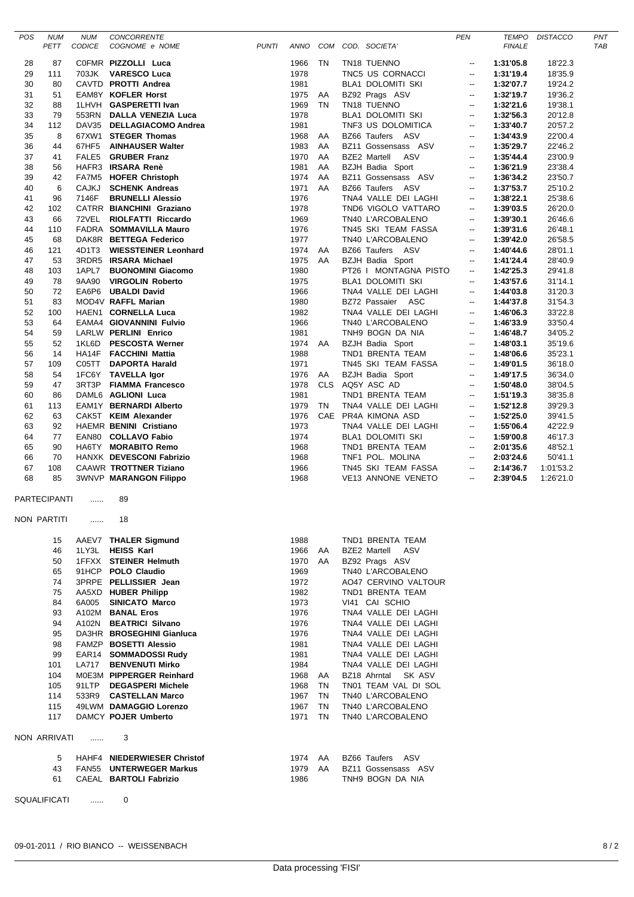| POS | NUM PETT | NUM CODICE | CONCORRENTE COGNOME e NOME | PUNTI | ANNO | COM | COD. SOCIETA' | PEN | TEMPO FINALE | DISTACCO | PNT TAB |
|---|---|---|---|---|---|---|---|---|---|---|---|
| 28 | 87 | C0FMR | **PIZZOLLI Luca** | | 1966 | TN | TN18 TUENNO | -- | **1:31'05.8** | 18'22.3 | |
| 29 | 111 | 703JK | **VARESCO Luca** | | 1978 | | TNC5 US CORNACCI | -- | **1:31'19.4** | 18'35.9 | |
| 30 | 80 | CAVTD | **PROTTI Andrea** | | 1981 | | BLA1 DOLOMITI SKI | -- | **1:32'07.7** | 19'24.2 | |
| 31 | 51 | EAM8Y | **KOFLER Horst** | | 1975 | AA | BZ92 Prags ASV | -- | **1:32'19.7** | 19'36.2 | |
| 32 | 88 | 1LHVH | **GASPERETTI Ivan** | | 1969 | TN | TN18 TUENNO | -- | **1:32'21.6** | 19'38.1 | |
| 33 | 79 | 553RN | **DALLA VENEZIA Luca** | | 1978 | | BLA1 DOLOMITI SKI | -- | **1:32'56.3** | 20'12.8 | |
| 34 | 112 | DAV35 | **DELLAGIACOMO Andrea** | | 1981 | | TNF3 US DOLOMITICA | -- | **1:33'40.7** | 20'57.2 | |
| 35 | 8 | 67XW1 | **STEGER Thomas** | | 1968 | AA | BZ66 Taufers ASV | -- | **1:34'43.9** | 22'00.4 | |
| 36 | 44 | 67HF5 | **AINHAUSER Walter** | | 1983 | AA | BZ11 Gossensass ASV | -- | **1:35'29.7** | 22'46.2 | |
| 37 | 41 | FALE5 | **GRUBER Franz** | | 1970 | AA | BZE2 Martell ASV | -- | **1:35'44.4** | 23'00.9 | |
| 38 | 56 | HAFR3 | **IRSARA Renè** | | 1981 | AA | BZJH Badia Sport | -- | **1:36'21.9** | 23'38.4 | |
| 39 | 42 | FA7M5 | **HOFER Christoph** | | 1974 | AA | BZ11 Gossensass ASV | -- | **1:36'34.2** | 23'50.7 | |
| 40 | 6 | CAJKJ | **SCHENK Andreas** | | 1971 | AA | BZ66 Taufers ASV | -- | **1:37'53.7** | 25'10.2 | |
| 41 | 96 | 7146F | **BRUNELLI Alessio** | | 1976 | | TNA4 VALLE DEI LAGHI | -- | **1:38'22.1** | 25'38.6 | |
| 42 | 102 | CATRR | **BIANCHINI Graziano** | | 1978 | | TND6 VIGOLO VATTARO | -- | **1:39'03.5** | 26'20.0 | |
| 43 | 66 | 72VEL | **RIOLFATTI Riccardo** | | 1969 | | TN40 L'ARCOBALENO | -- | **1:39'30.1** | 26'46.6 | |
| 44 | 110 | FADRA | **SOMMAVILLA Mauro** | | 1976 | | TN45 SKI TEAM FASSA | -- | **1:39'31.6** | 26'48.1 | |
| 45 | 68 | DAK8R | **BETTEGA Federico** | | 1977 | | TN40 L'ARCOBALENO | -- | **1:39'42.0** | 26'58.5 | |
| 46 | 121 | 4D1T3 | **WIESSTEINER Leonhard** | | 1974 | AA | BZ66 Taufers ASV | -- | **1:40'44.6** | 28'01.1 | |
| 47 | 53 | 3RDR5 | **IRSARA Michael** | | 1975 | AA | BZJH Badia Sport | -- | **1:41'24.4** | 28'40.9 | |
| 48 | 103 | 1APL7 | **BUONOMINI Giacomo** | | 1980 | | PT26 I MONTAGNA PISTO | -- | **1:42'25.3** | 29'41.8 | |
| 49 | 78 | 9AA90 | **VIRGOLIN Roberto** | | 1975 | | BLA1 DOLOMITI SKI | -- | **1:43'57.6** | 31'14.1 | |
| 50 | 72 | EA6P6 | **UBALDI David** | | 1966 | | TNA4 VALLE DEI LAGHI | -- | **1:44'03.8** | 31'20.3 | |
| 51 | 83 | MOD4V | **RAFFL Marian** | | 1980 | | BZ72 Passaier ASC | -- | **1:44'37.8** | 31'54.3 | |
| 52 | 100 | HAEN1 | **CORNELLA Luca** | | 1982 | | TNA4 VALLE DEI LAGHI | -- | **1:46'06.3** | 33'22.8 | |
| 53 | 64 | EAMA4 | **GIOVANNINI Fulvio** | | 1966 | | TN40 L'ARCOBALENO | -- | **1:46'33.9** | 33'50.4 | |
| 54 | 59 | LARLW | **PERLINI Enrico** | | 1981 | | TNH9 BOGN DA NIA | -- | **1:46'48.7** | 34'05.2 | |
| 55 | 52 | 1KL6D | **PESCOSTA Werner** | | 1974 | AA | BZJH Badia Sport | -- | **1:48'03.1** | 35'19.6 | |
| 56 | 14 | HA14F | **FACCHINI Mattia** | | 1988 | | TND1 BRENTA TEAM | -- | **1:48'06.6** | 35'23.1 | |
| 57 | 109 | C05TT | **DAPORTA Harald** | | 1971 | | TN45 SKI TEAM FASSA | -- | **1:49'01.5** | 36'18.0 | |
| 58 | 54 | 1FC6Y | **TAVELLA Igor** | | 1976 | AA | BZJH Badia Sport | -- | **1:49'17.5** | 36'34.0 | |
| 59 | 47 | 3RT3P | **FIAMMA Francesco** | | 1978 | CLS | AQ5Y ASC AD | -- | **1:50'48.0** | 38'04.5 | |
| 60 | 86 | DAML6 | **AGLIONI Luca** | | 1981 | | TND1 BRENTA TEAM | -- | **1:51'19.3** | 38'35.8 | |
| 61 | 113 | EAM1Y | **BERNARDI Alberto** | | 1979 | TN | TNA4 VALLE DEI LAGHI | -- | **1:52'12.8** | 39'29.3 | |
| 62 | 63 | CAK5T | **KEIM Alexander** | | 1976 | CAE | PR4A KIMONA ASD | -- | **1:52'25.0** | 39'41.5 | |
| 63 | 92 | HAEMR | **BENINI Cristiano** | | 1973 | | TNA4 VALLE DEI LAGHI | -- | **1:55'06.4** | 42'22.9 | |
| 64 | 77 | EAN80 | **COLLAVO Fabio** | | 1974 | | BLA1 DOLOMITI SKI | -- | **1:59'00.8** | 46'17.3 | |
| 65 | 90 | HA6TY | **MORABITO Remo** | | 1968 | | TND1 BRENTA TEAM | -- | **2:01'35.6** | 48'52.1 | |
| 66 | 70 | HANXK | **DEVESCONI Fabrizio** | | 1968 | | TNF1 POL. MOLINA | -- | **2:03'24.6** | 50'41.1 | |
| 67 | 108 | CAAWR | **TROTTNER Tiziano** | | 1966 | | TN45 SKI TEAM FASSA | -- | **2:14'36.7** | 1:01'53.2 | |
| 68 | 85 | 3WNVP | **MARANGON Filippo** | | 1968 | | VE13 ANNONE VENETO | -- | **2:39'04.5** | 1:26'21.0 | |

PARTECIPANTI ...... 89

NON PARTITI ...... 18

| NUM PETT | NUM CODICE | COGNOME e NOME | ANNO | COM | COD. SOCIETA' |
|---|---|---|---|---|---|
| 15 | AAEV7 | **THALER Sigmund** | 1988 | | TND1 BRENTA TEAM |
| 46 | 1LY3L | **HEISS Karl** | 1966 | AA | BZE2 Martell ASV |
| 50 | 1FFXX | **STEINER Helmuth** | 1970 | AA | BZ92 Prags ASV |
| 65 | 91HCP | **POLO Claudio** | 1969 | | TN40 L'ARCOBALENO |
| 74 | 3PRPE | **PELLISSIER Jean** | 1972 | | AO47 CERVINO VALTOUR |
| 75 | AA5XD | **HUBER Philipp** | 1982 | | TND1 BRENTA TEAM |
| 84 | 6A005 | **SINICATO Marco** | 1973 | | VI41 CAI SCHIO |
| 93 | A102M | **BANAL Eros** | 1976 | | TNA4 VALLE DEI LAGHI |
| 94 | A102N | **BEATRICI Silvano** | 1976 | | TNA4 VALLE DEI LAGHI |
| 95 | DA3HR | **BROSEGHINI Gianluca** | 1976 | | TNA4 VALLE DEI LAGHI |
| 98 | FAMZP | **BOSETTI Alessio** | 1981 | | TNA4 VALLE DEI LAGHI |
| 99 | EAR14 | **SOMMADOSSI Rudy** | 1981 | | TNA4 VALLE DEI LAGHI |
| 101 | LA717 | **BENVENUTI Mirko** | 1984 | | TNA4 VALLE DEI LAGHI |
| 104 | M0E3M | **PIPPERGER Reinhard** | 1968 | AA | BZ18 Ahrntal SK ASV |
| 105 | 91LTP | **DEGASPERI Michele** | 1968 | TN | TN01 TEAM VAL DI SOL |
| 114 | 533R9 | **CASTELLAN Marco** | 1967 | TN | TN40 L'ARCOBALENO |
| 115 | 49LWM | **DAMAGGIO Lorenzo** | 1967 | TN | TN40 L'ARCOBALENO |
| 117 | DAMCY | **POJER Umberto** | 1971 | TN | TN40 L'ARCOBALENO |

NON ARRIVATI ...... 3

| NUM PETT | NUM CODICE | COGNOME e NOME | ANNO | COM | COD. SOCIETA' |
|---|---|---|---|---|---|
| 5 | HAHF4 | **NIEDERWIESER Christof** | 1974 | AA | BZ66 Taufers ASV |
| 43 | FAN55 | **UNTERWEGER Markus** | 1979 | AA | BZ11 Gossensass ASV |
| 61 | CAEAL | **BARTOLI Fabrizio** | 1986 | | TNH9 BOGN DA NIA |

SQUALIFICATI ...... 0

09-01-2011 / RIO BIANCO -- WEISSENBACH

Data processing 'FISI'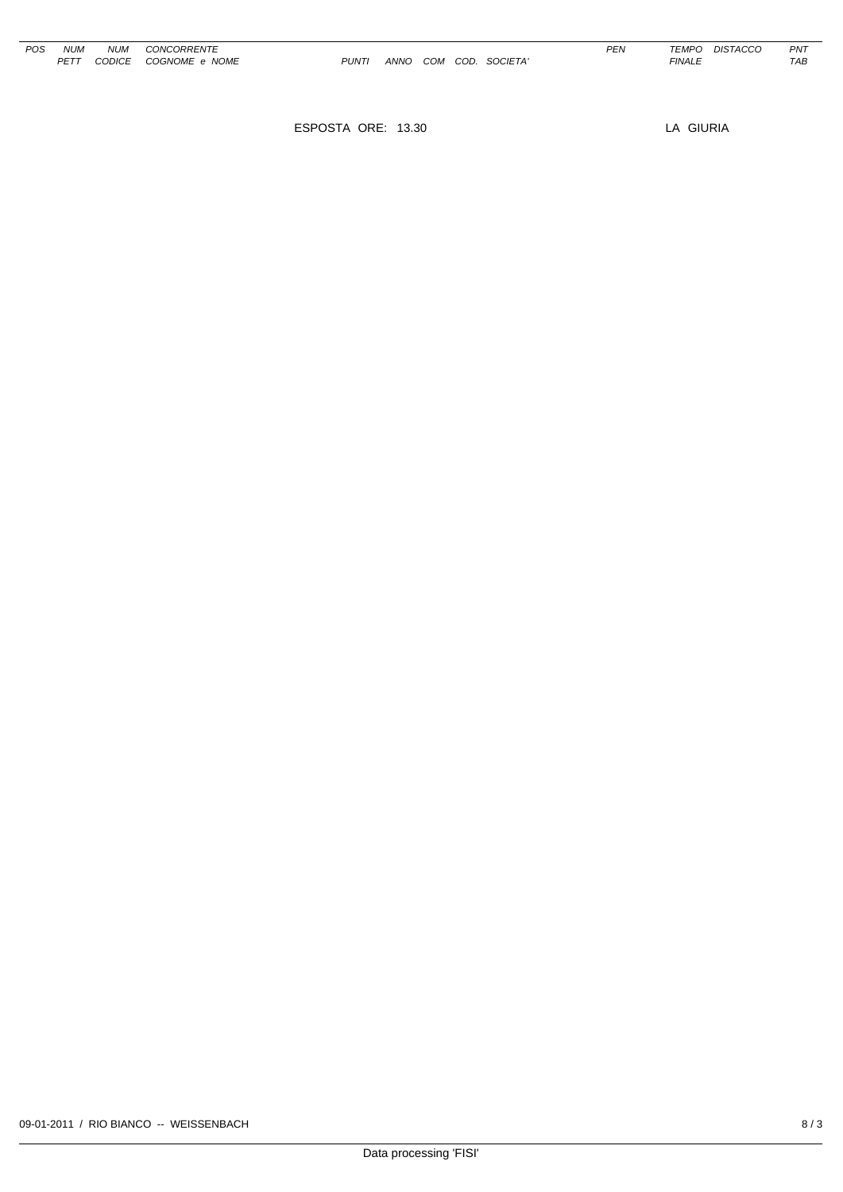| POS | NUM PETT | NUM CODICE | CONCORRENTE COGNOME e NOME | PUNTI | ANNO | COM | COD. | SOCIETA' | PEN | TEMPO FINALE | DISTACCO | PNT TAB |
|---|---|---|---|---|---|---|---|---|---|---|---|---|

ESPOSTA ORE: 13.30

LA GIURIA

09-01-2011 / RIO BIANCO -- WEISSENBACH

Data processing 'FISI'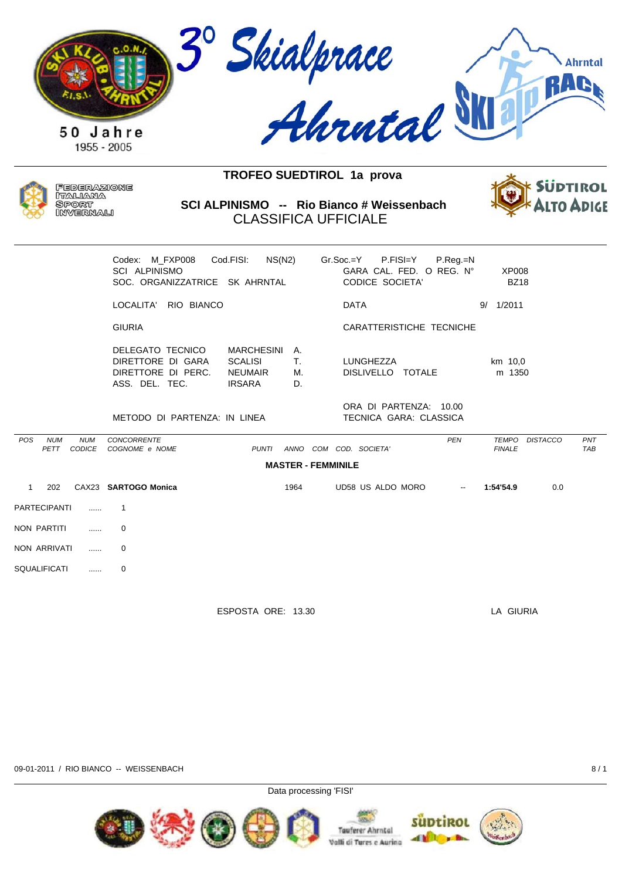# 3° Skialprace Ahrntal

50 Jahre 1955 - 2005

## TROFEO SUEDTIROL 1a prova

### SCI ALPINISMO -- Rio Bianco # Weissenbach

### CLASSIFICA UFFICIALE

| | | | |
|---|---|---|---|
| Codex: M_FXP008 Cod.FISI: NS(N2) | Gr.Soc.=Y P.FISI=Y P.Reg.=N | | |
| SCI ALPINISMO | GARA CAL. FED. O REG. N° | XP008 | |
| SOC. ORGANIZZATRICE SK AHRNTAL | CODICE SOCIETA' | BZ18 | |
| LOCALITA' RIO BIANCO | DATA | 9/ 1/2011 | |
| GIURIA | CARATTERISTICHE TECNICHE | | |
| DELEGATO TECNICO MARCHESINI A. | | | |
| DIRETTORE DI GARA SCALISI T. | LUNGHEZZA | km 10,0 | |
| DIRETTORE DI PERC. NEUMAIR M. | DISLIVELLO TOTALE | m 1350 | |
| ASS. DEL. TEC. IRSARA D. | | | |
| | ORA DI PARTENZA: 10.00 | | |
| METODO DI PARTENZA: IN LINEA | TECNICA GARA: CLASSICA | | |

**MASTER - FEMMINILE**

| POS | NUM PETT | NUM CODICE | CONCORRENTE COGNOME e NOME | PUNTI | ANNO | COM | COD. SOCIETA' | PEN | TEMPO FINALE | DISTACCO | PNT TAB |
|---|---|---|---|---|---|---|---|---|---|---|---|
| 1 | 202 | CAX23 | **SARTOGO Monica** | | 1964 | | UD58 US ALDO MORO | -- | **1:54'54.9** | 0.0 | |

PARTECIPANTI ...... 1

NON PARTITI ...... 0

NON ARRIVATI ...... 0

SQUALIFICATI ...... 0

ESPOSTA ORE: 13.30 LA GIURIA

09-01-2011 / RIO BIANCO -- WEISSENBACH

Data processing 'FISI'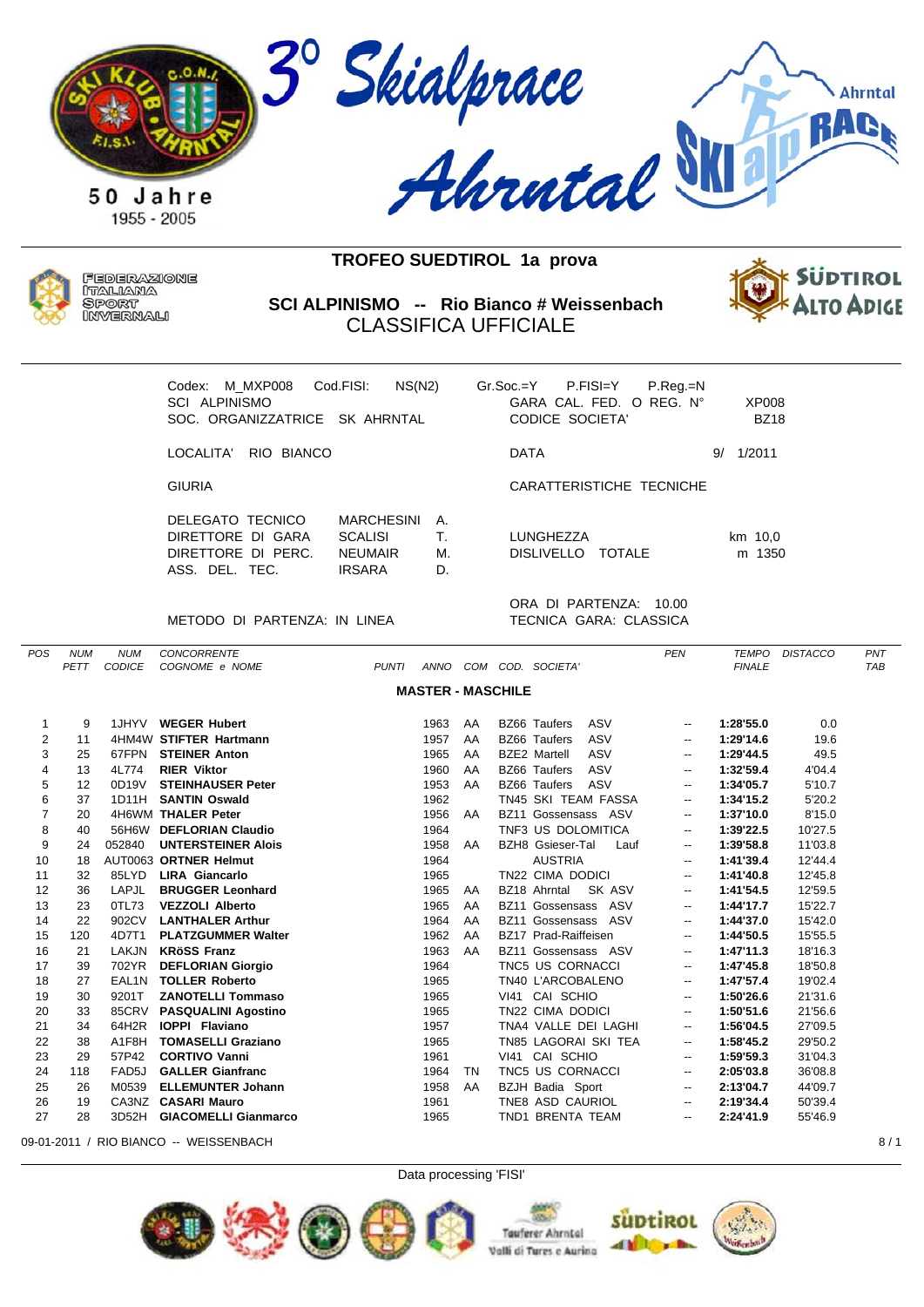# 3° Skialprace Ahrntal

50 Jahre
1955 - 2005

Ahrntal SKI alp RACE

FEDERAZIONE ITALIANA SPORT INVERNALI

## TROFEO SUEDTIROL 1a prova

### SCI ALPINISMO -- Rio Bianco # Weissenbach
### CLASSIFICA UFFICIALE

SÜDTIROL ALTO ADIGE

Codex: M_MXP008 Cod.FISI: NS(N2) Gr.Soc.=Y P.FISI=Y P.Reg.=N
SCI ALPINISMO
SOC. ORGANIZZATRICE SK AHRNTAL

GARA CAL. FED. O REG. N° XP008
CODICE SOCIETA' BZ18

LOCALITA' RIO BIANCO
DATA 9/ 1/2011

GIURIA
CARATTERISTICHE TECNICHE

DELEGATO TECNICO MARCHESINI A.
DIRETTORE DI GARA SCALISI T.
DIRETTORE DI PERC. NEUMAIR M.
ASS. DEL. TEC. IRSARA D.

LUNGHEZZA km 10,0
DISLIVELLO TOTALE m 1350

ORA DI PARTENZA: 10.00
METODO DI PARTENZA: IN LINEA
TECNICA GARA: CLASSICA

**MASTER - MASCHILE**

| POS | NUM PETT | NUM CODICE | CONCORRENTE COGNOME e NOME | PUNTI | ANNO | COM | COD. SOCIETA' | PEN | TEMPO FINALE | DISTACCO | PNT TAB |
|---|---|---|---|---|---|---|---|---|---|---|---|
| 1 | 9 | 1JHYV | **WEGER Hubert** | | 1963 | AA | BZ66 Taufers ASV | -- | **1:28'55.0** | 0.0 | |
| 2 | 11 | 4HM4W | **STIFTER Hartmann** | | 1957 | AA | BZ66 Taufers ASV | -- | **1:29'14.6** | 19.6 | |
| 3 | 25 | 67FPN | **STEINER Anton** | | 1965 | AA | BZE2 Martell ASV | -- | **1:29'44.5** | 49.5 | |
| 4 | 13 | 4L774 | **RIER Viktor** | | 1960 | AA | BZ66 Taufers ASV | -- | **1:32'59.4** | 4'04.4 | |
| 5 | 12 | 0D19V | **STEINHAUSER Peter** | | 1953 | AA | BZ66 Taufers ASV | -- | **1:34'05.7** | 5'10.7 | |
| 6 | 37 | 1D11H | **SANTIN Oswald** | | 1962 | | TN45 SKI TEAM FASSA | -- | **1:34'15.2** | 5'20.2 | |
| 7 | 20 | 4H6WM | **THALER Peter** | | 1956 | AA | BZ11 Gossensass ASV | -- | **1:37'10.0** | 8'15.0 | |
| 8 | 40 | 56H6W | **DEFLORIAN Claudio** | | 1964 | | TNF3 US DOLOMITICA | -- | **1:39'22.5** | 10'27.5 | |
| 9 | 24 | 052840 | **UNTERSTEINER Alois** | | 1958 | AA | BZH8 Gsieser-Tal Lauf | -- | **1:39'58.8** | 11'03.8 | |
| 10 | 18 | AUT0063 | **ORTNER Helmut** | | 1964 | | AUSTRIA | -- | **1:41'39.4** | 12'44.4 | |
| 11 | 32 | 85LYD | **LIRA Giancarlo** | | 1965 | | TN22 CIMA DODICI | -- | **1:41'40.8** | 12'45.8 | |
| 12 | 36 | LAPJL | **BRUGGER Leonhard** | | 1965 | AA | BZ18 Ahrntal SK ASV | -- | **1:41'54.5** | 12'59.5 | |
| 13 | 23 | 0TL73 | **VEZZOLI Alberto** | | 1965 | AA | BZ11 Gossensass ASV | -- | **1:44'17.7** | 15'22.7 | |
| 14 | 22 | 902CV | **LANTHALER Arthur** | | 1964 | AA | BZ11 Gossensass ASV | -- | **1:44'37.0** | 15'42.0 | |
| 15 | 120 | 4D7T1 | **PLATZGUMMER Walter** | | 1962 | AA | BZ17 Prad-Raiffeisen | -- | **1:44'50.5** | 15'55.5 | |
| 16 | 21 | LAKJN | **KRöSS Franz** | | 1963 | AA | BZ11 Gossensass ASV | -- | **1:47'11.3** | 18'16.3 | |
| 17 | 39 | 702YR | **DEFLORIAN Giorgio** | | 1964 | | TNC5 US CORNACCI | -- | **1:47'45.8** | 18'50.8 | |
| 18 | 27 | EAL1N | **TOLLER Roberto** | | 1965 | | TN40 L'ARCOBALENO | -- | **1:47'57.4** | 19'02.4 | |
| 19 | 30 | 9201T | **ZANOTELLI Tommaso** | | 1965 | | VI41 CAI SCHIO | -- | **1:50'26.6** | 21'31.6 | |
| 20 | 33 | 85CRV | **PASQUALINI Agostino** | | 1965 | | TN22 CIMA DODICI | -- | **1:50'51.6** | 21'56.6 | |
| 21 | 34 | 64H2R | **IOPPI Flaviano** | | 1957 | | TNA4 VALLE DEI LAGHI | -- | **1:56'04.5** | 27'09.5 | |
| 22 | 38 | A1F8H | **TOMASELLI Graziano** | | 1965 | | TN85 LAGORAI SKI TEA | -- | **1:58'45.2** | 29'50.2 | |
| 23 | 29 | 57P42 | **CORTIVO Vanni** | | 1961 | | VI41 CAI SCHIO | -- | **1:59'59.3** | 31'04.3 | |
| 24 | 118 | FAD5J | **GALLER Gianfranc** | | 1964 | TN | TNC5 US CORNACCI | -- | **2:05'03.8** | 36'08.8 | |
| 25 | 26 | M0539 | **ELLEMUNTER Johann** | | 1958 | AA | BZJH Badia Sport | -- | **2:13'04.7** | 44'09.7 | |
| 26 | 19 | CA3NZ | **CASARI Mauro** | | 1961 | | TNE8 ASD CAURIOL | -- | **2:19'34.4** | 50'39.4 | |
| 27 | 28 | 3D52H | **GIACOMELLI Gianmarco** | | 1965 | | TND1 BRENTA TEAM | -- | **2:24'41.9** | 55'46.9 | |

09-01-2011 / RIO BIANCO -- WEISSENBACH

Data processing 'FISI'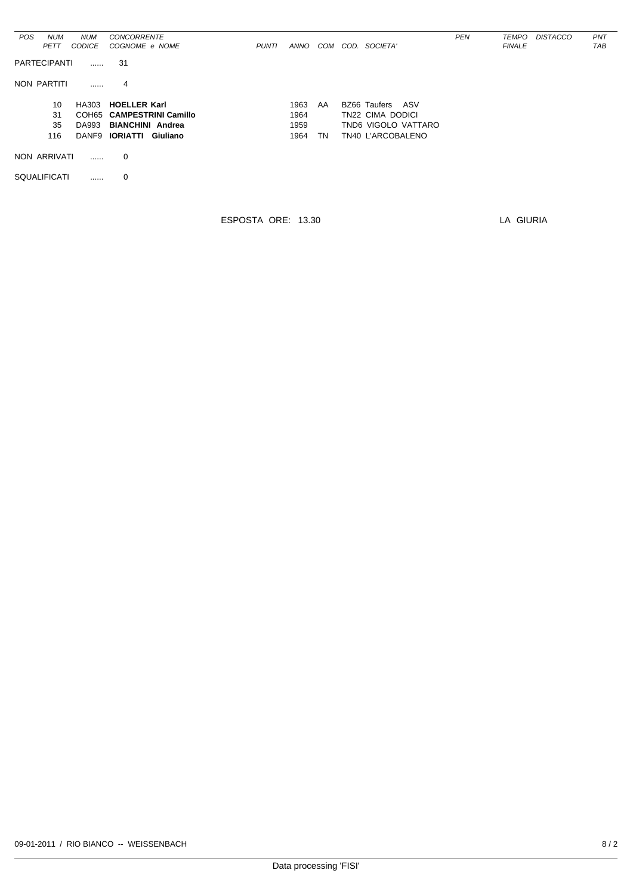| POS | NUM PETT | NUM CODICE | CONCORRENTE COGNOME e NOME | PUNTI | ANNO | COM | COD. SOCIETA' | PEN | TEMPO FINALE | DISTACCO | PNT TAB |
|---|---|---|---|---|---|---|---|---|---|---|---|

PARTECIPANTI ...... 31

NON PARTITI ...... 4

| NUM PETT | NUM CODICE | COGNOME e NOME | ANNO | COM | COD. SOCIETA' |
|---|---|---|---|---|---|
| 10 | HA303 | **HOELLER Karl** | 1963 | AA | BZ66 Taufers ASV |
| 31 | COH65 | **CAMPESTRINI Camillo** | 1964 | | TN22 CIMA DODICI |
| 35 | DA993 | **BIANCHINI Andrea** | 1959 | | TND6 VIGOLO VATTARO |
| 116 | DANF9 | **IORIATTI Giuliano** | 1964 | TN | TN40 L'ARCOBALENO |

NON ARRIVATI ...... 0

SQUALIFICATI ...... 0

ESPOSTA ORE: 13.30

LA GIURIA

09-01-2011 / RIO BIANCO -- WEISSENBACH

Data processing 'FISI'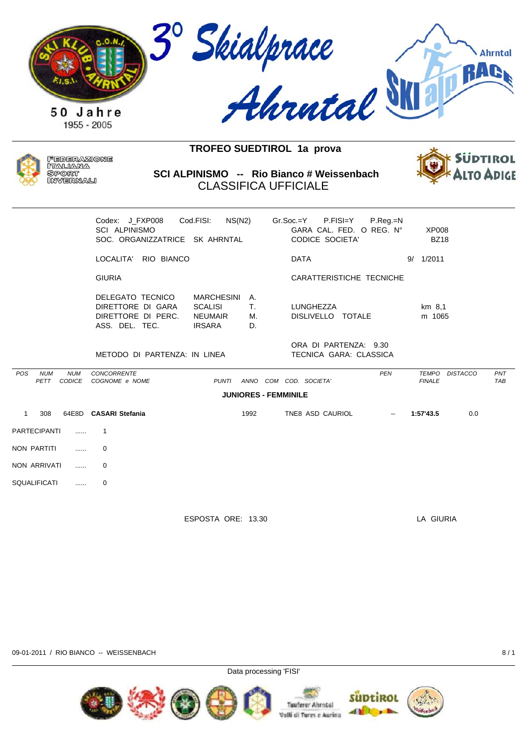# 3° Skialprace Ahrntal

50 Jahre
1955 - 2005

FEDERAZIONE ITALIANA SPORT INVERNALI

## TROFEO SUEDTIROL 1a prova

## SCI ALPINISMO -- Rio Bianco # Weissenbach

### CLASSIFICA UFFICIALE

Codex: J_FXP008 Cod.FISI: NS(N2) Gr.Soc.=Y P.FISI=Y P.Reg.=N
SCI ALPINISMO GARA CAL. FED. O REG. N° XP008
SOC. ORGANIZZATRICE SK AHRNTAL CODICE SOCIETA' BZ18

LOCALITA' RIO BIANCO DATA 9/ 1/2011

GIURIA CARATTERISTICHE TECNICHE

| | | |
|---|---|---|
| DELEGATO TECNICO | MARCHESINI | A. |
| DIRETTORE DI GARA | SCALISI | T. |
| DIRETTORE DI PERC. | NEUMAIR | M. |
| ASS. DEL. TEC. | IRSARA | D. |

LUNGHEZZA km 8,1
DISLIVELLO TOTALE m 1065

ORA DI PARTENZA: 9.30
METODO DI PARTENZA: IN LINEA TECNICA GARA: CLASSICA

| POS | NUM PETT | NUM CODICE | CONCORRENTE COGNOME e NOME | PUNTI | ANNO | COM | COD. SOCIETA' | PEN | TEMPO FINALE | DISTACCO | PNT TAB |
|---|---|---|---|---|---|---|---|---|---|---|---|
| | | | **JUNIORES - FEMMINILE** | | | | | | | | |
| 1 | 308 | 64E8D | **CASARI Stefania** | | 1992 | | TNE8 ASD CAURIOL | -- | **1:57'43.5** | 0.0 | |

PARTECIPANTI ...... 1

NON PARTITI ...... 0

NON ARRIVATI ...... 0

SQUALIFICATI ...... 0

ESPOSTA ORE: 13.30 LA GIURIA

09-01-2011 / RIO BIANCO -- WEISSENBACH

Data processing 'FISI'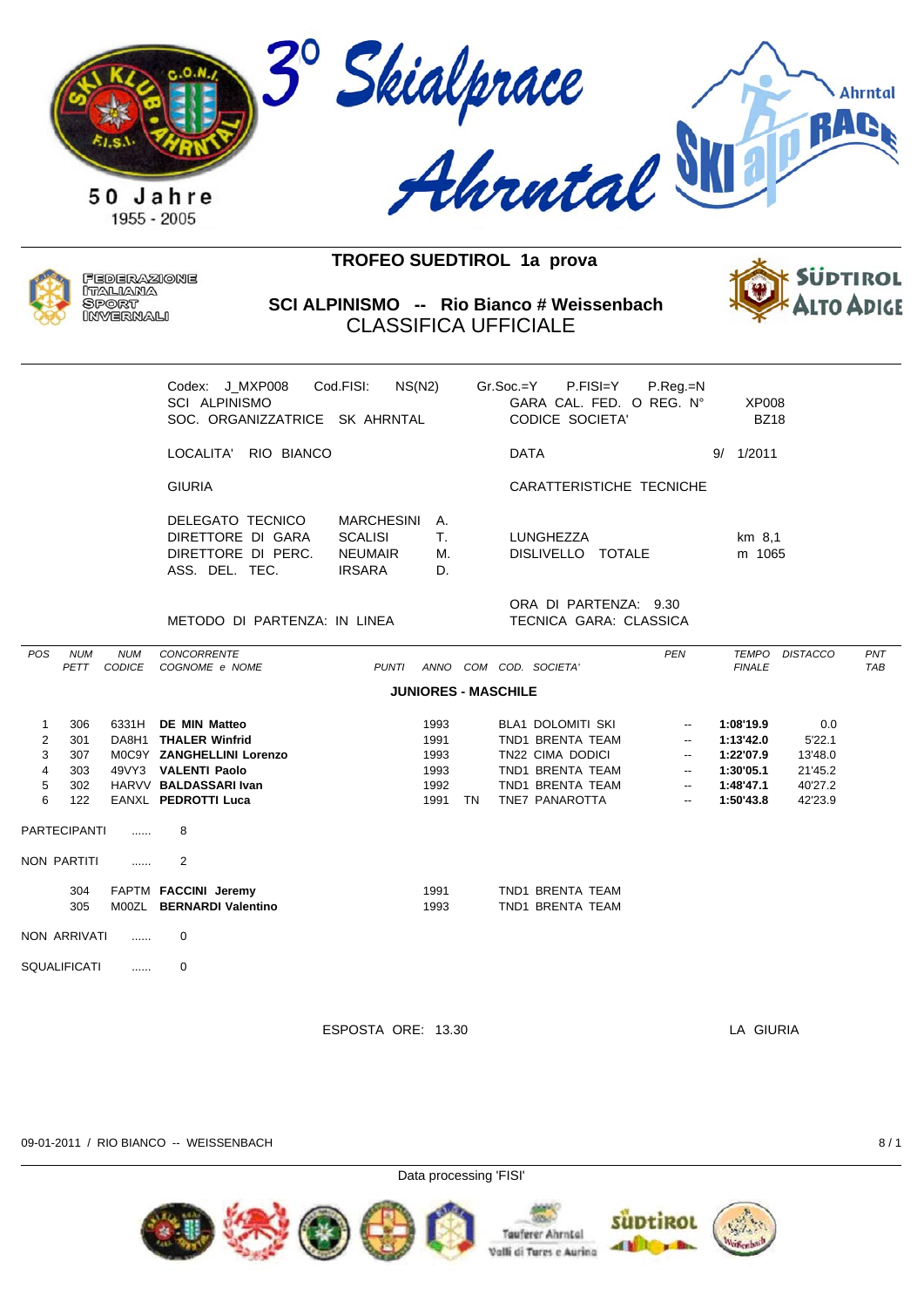3° Skialprace Ahrntal

50 Jahre 1955 - 2005

## TROFEO SUEDTIROL 1a prova

## SCI ALPINISMO -- Rio Bianco # Weissenbach

## CLASSIFICA UFFICIALE

| | | | | | | |
|---|---|---|---|---|---|---|
| Codex: J_MXP008 | Cod.FISI: | NS(N2) | Gr.Soc.=Y | P.FISI=Y | P.Reg.=N | |
| SCI ALPINISMO | | | GARA CAL. FED. O REG. N° | | | XP008 |
| SOC. ORGANIZZATRICE SK AHRNTAL | | | CODICE SOCIETA' | | | BZ18 |
| LOCALITA' RIO BIANCO | | | DATA | | | 9/ 1/2011 |
| GIURIA | | | CARATTERISTICHE TECNICHE | | | |
| DELEGATO TECNICO | MARCHESINI | A. | | | | |
| DIRETTORE DI GARA | SCALISI | T. | LUNGHEZZA | | | km 8,1 |
| DIRETTORE DI PERC. | NEUMAIR | M. | DISLIVELLO TOTALE | | | m 1065 |
| ASS. DEL. TEC. | IRSARA | D. | | | | |
| | | | ORA DI PARTENZA: 9.30 | | | |
| METODO DI PARTENZA: IN LINEA | | | TECNICA GARA: CLASSICA | | | |

### JUNIORES - MASCHILE

| POS | NUM PETT | NUM CODICE | CONCORRENTE COGNOME e NOME | PUNTI | ANNO | COM | COD. SOCIETA' | PEN | TEMPO FINALE | DISTACCO | PNT TAB |
|---|---|---|---|---|---|---|---|---|---|---|---|
| 1 | 306 | 6331H | **DE MIN Matteo** | | 1993 | | BLA1 DOLOMITI SKI | -- | **1:08'19.9** | 0.0 | |
| 2 | 301 | DA8H1 | **THALER Winfrid** | | 1991 | | TND1 BRENTA TEAM | -- | **1:13'42.0** | 5'22.1 | |
| 3 | 307 | M0C9Y | **ZANGHELLINI Lorenzo** | | 1993 | | TN22 CIMA DODICI | -- | **1:22'07.9** | 13'48.0 | |
| 4 | 303 | 49VY3 | **VALENTI Paolo** | | 1993 | | TND1 BRENTA TEAM | -- | **1:30'05.1** | 21'45.2 | |
| 5 | 302 | HARVV | **BALDASSARI Ivan** | | 1992 | | TND1 BRENTA TEAM | -- | **1:48'47.1** | 40'27.2 | |
| 6 | 122 | EANXL | **PEDROTTI Luca** | | 1991 | TN | TNE7 PANAROTTA | -- | **1:50'43.8** | 42'23.9 | |

PARTECIPANTI ...... 8

NON PARTITI ...... 2

| | | | | |
|---|---|---|---|---|
| 304 | FAPTM | **FACCINI Jeremy** | 1991 | TND1 BRENTA TEAM |
| 305 | M00ZL | **BERNARDI Valentino** | 1993 | TND1 BRENTA TEAM |

NON ARRIVATI ...... 0

SQUALIFICATI ...... 0

ESPOSTA ORE: 13.30

LA GIURIA

09-01-2011 / RIO BIANCO -- WEISSENBACH

Data processing 'FISI'